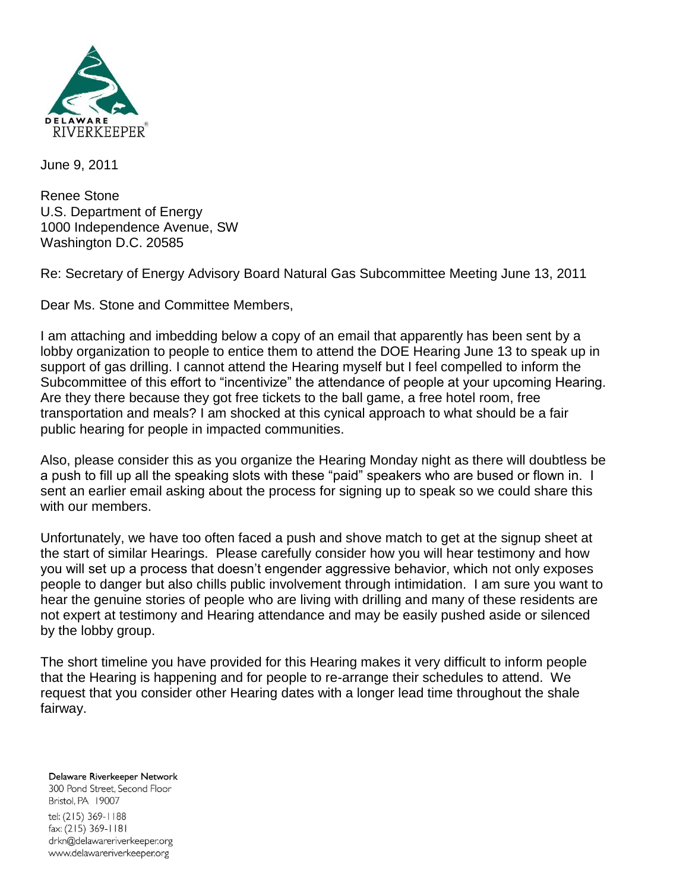DELAWARE RIVERKEEPER®

June 9, 2011

Renee Stone
U.S. Department of Energy
1000 Independence Avenue, SW
Washington D.C. 20585

Re: Secretary of Energy Advisory Board Natural Gas Subcommittee Meeting June 13, 2011

Dear Ms. Stone and Committee Members,

I am attaching and imbedding below a copy of an email that apparently has been sent by a lobby organization to people to entice them to attend the DOE Hearing June 13 to speak up in support of gas drilling. I cannot attend the Hearing myself but I feel compelled to inform the Subcommittee of this effort to "incentivize" the attendance of people at your upcoming Hearing. Are they there because they got free tickets to the ball game, a free hotel room, free transportation and meals? I am shocked at this cynical approach to what should be a fair public hearing for people in impacted communities.

Also, please consider this as you organize the Hearing Monday night as there will doubtless be a push to fill up all the speaking slots with these "paid" speakers who are bused or flown in. I sent an earlier email asking about the process for signing up to speak so we could share this with our members.

Unfortunately, we have too often faced a push and shove match to get at the signup sheet at the start of similar Hearings. Please carefully consider how you will hear testimony and how you will set up a process that doesn't engender aggressive behavior, which not only exposes people to danger but also chills public involvement through intimidation. I am sure you want to hear the genuine stories of people who are living with drilling and many of these residents are not expert at testimony and Hearing attendance and may be easily pushed aside or silenced by the lobby group.

The short timeline you have provided for this Hearing makes it very difficult to inform people that the Hearing is happening and for people to re-arrange their schedules to attend. We request that you consider other Hearing dates with a longer lead time throughout the shale fairway.

Delaware Riverkeeper Network
300 Pond Street, Second Floor
Bristol, PA 19007
tel: (215) 369-1188
fax: (215) 369-1181
drkn@delawareriverkeeper.org
www.delawareriverkeeper.org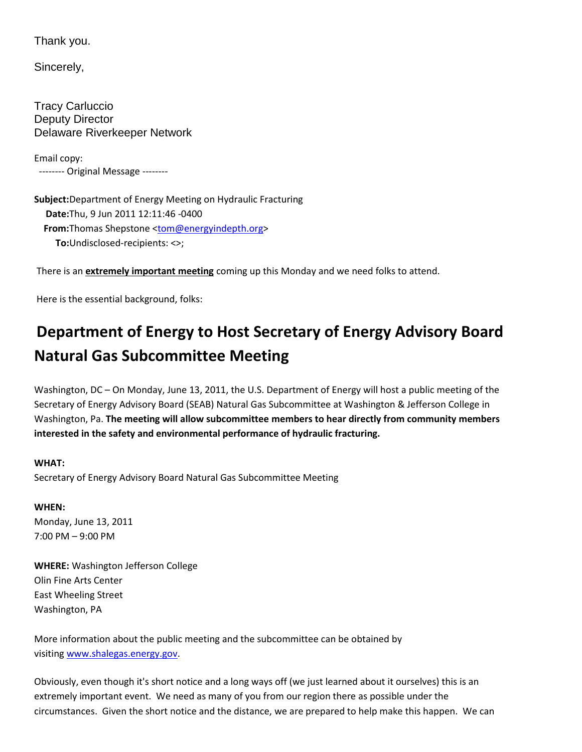Thank you.

Sincerely,

Tracy Carluccio
Deputy Director
Delaware Riverkeeper Network

Email copy:
-------- Original Message --------

**Subject:** Department of Energy Meeting on Hydraulic Fracturing
**Date:** Thu, 9 Jun 2011 12:11:46 -0400
**From:** Thomas Shepstone <tom@energyindepth.org>
**To:** Undisclosed-recipients: <>;

There is an **extremely important meeting** coming up this Monday and we need folks to attend.

Here is the essential background, folks:

# Department of Energy to Host Secretary of Energy Advisory Board Natural Gas Subcommittee Meeting

Washington, DC – On Monday, June 13, 2011, the U.S. Department of Energy will host a public meeting of the Secretary of Energy Advisory Board (SEAB) Natural Gas Subcommittee at Washington & Jefferson College in Washington, Pa. **The meeting will allow subcommittee members to hear directly from community members interested in the safety and environmental performance of hydraulic fracturing.**

**WHAT:**
Secretary of Energy Advisory Board Natural Gas Subcommittee Meeting

**WHEN:**
Monday, June 13, 2011
7:00 PM – 9:00 PM

**WHERE:** Washington Jefferson College
Olin Fine Arts Center
East Wheeling Street
Washington, PA

More information about the public meeting and the subcommittee can be obtained by visiting www.shalegas.energy.gov.

Obviously, even though it's short notice and a long ways off (we just learned about it ourselves) this is an extremely important event. We need as many of you from our region there as possible under the circumstances. Given the short notice and the distance, we are prepared to help make this happen. We can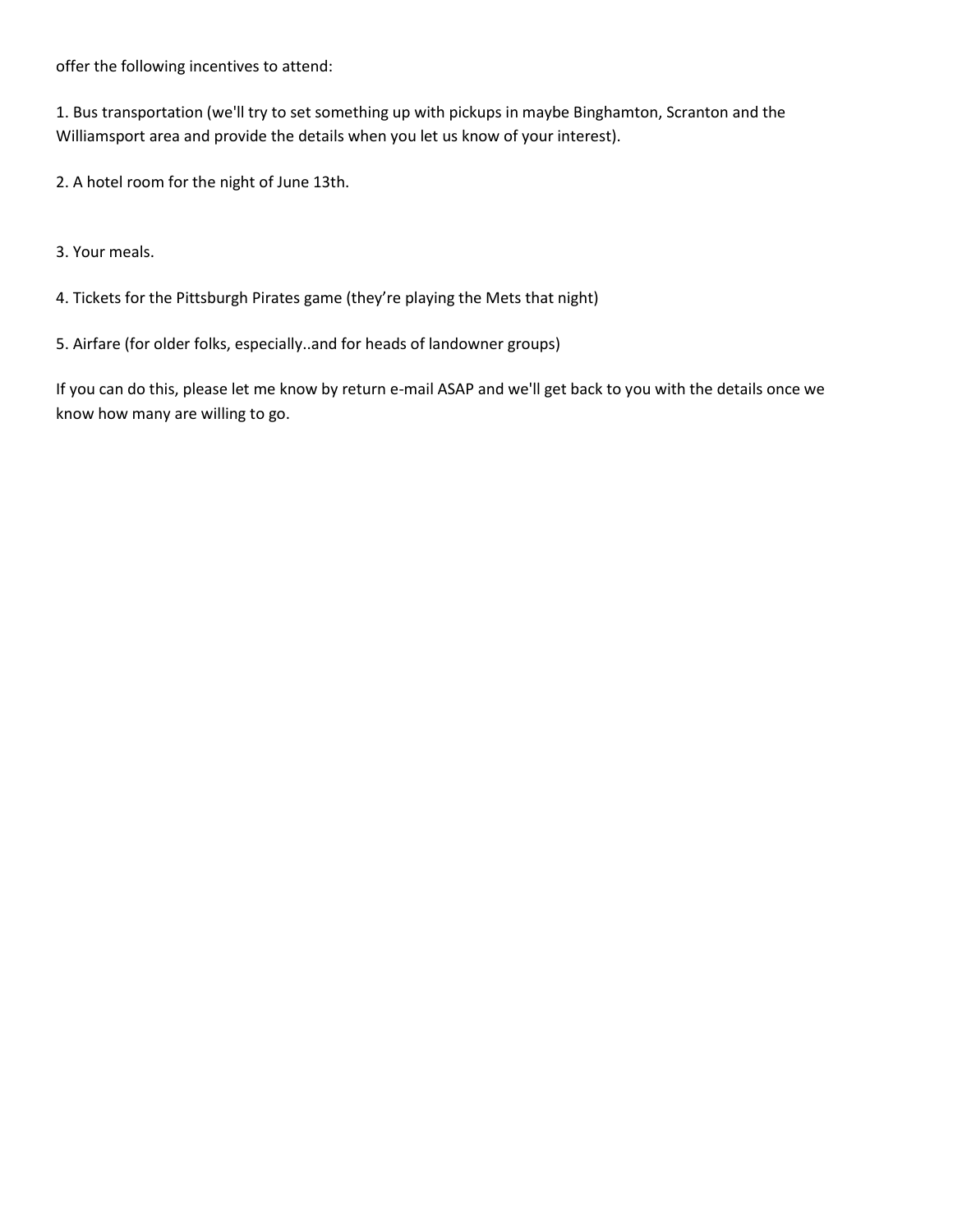offer the following incentives to attend:

1. Bus transportation (we'll try to set something up with pickups in maybe Binghamton, Scranton and the Williamsport area and provide the details when you let us know of your interest).

2. A hotel room for the night of June 13th.

3. Your meals.

4. Tickets for the Pittsburgh Pirates game (they're playing the Mets that night)

5. Airfare (for older folks, especially..and for heads of landowner groups)

If you can do this, please let me know by return e-mail ASAP and we'll get back to you with the details once we know how many are willing to go.